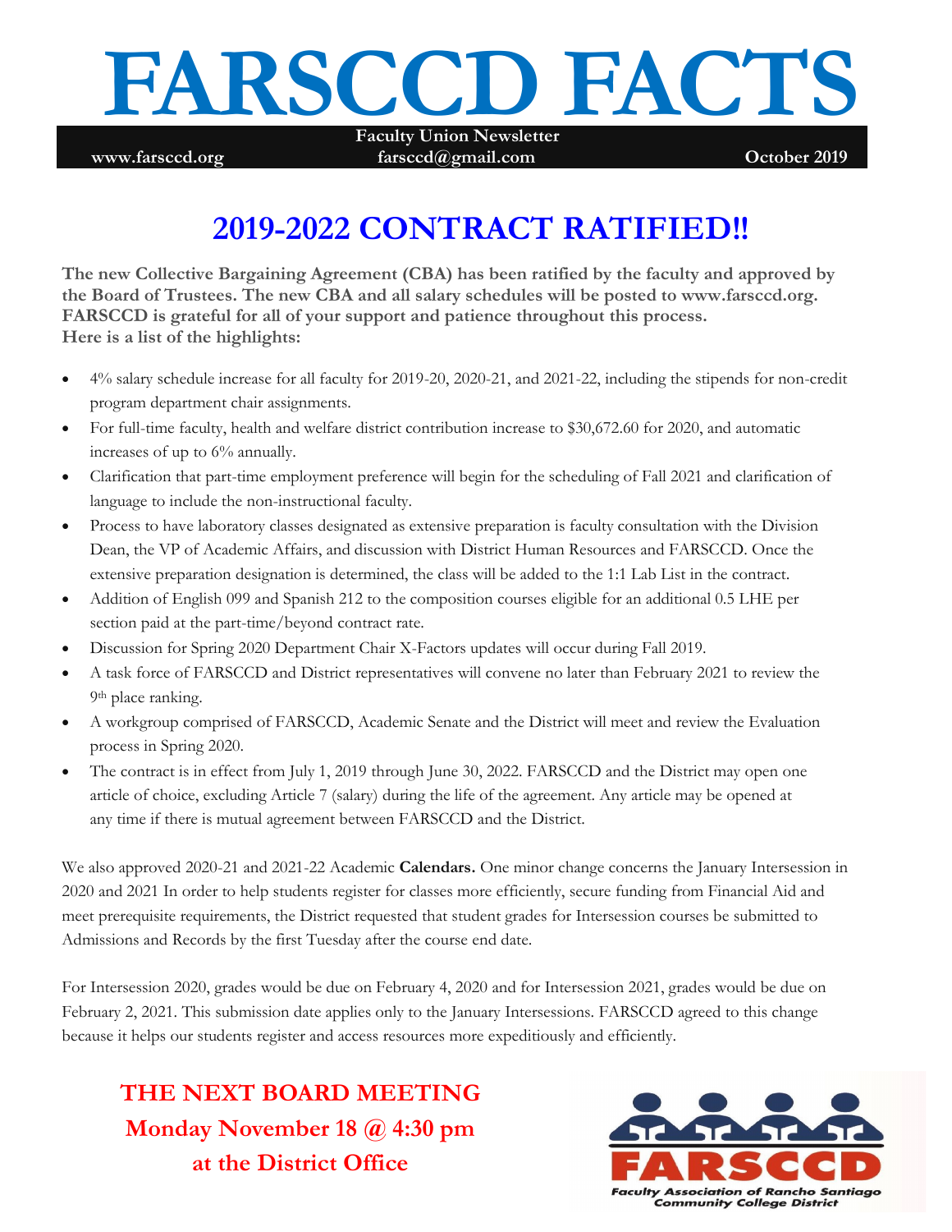# FARSCCD FACTS

**Faculty Union Newsletter**

**www.farsccd.org** | **farsccd@gmail.com** | **October 2019**

## 2019-2022 CONTRACT RATIFIED!!

**The new Collective Bargaining Agreement (CBA) has been ratified by the faculty and approved by the Board of Trustees. The new CBA and all salary schedules will be posted to www.farsccd.org. FARSCCD is grateful for all of your support and patience throughout this process. Here is a list of the highlights:**

- 4% salary schedule increase for all faculty for 2019-20, 2020-21, and 2021-22, including the stipends for non-credit program department chair assignments.
- For full-time faculty, health and welfare district contribution increase to $30,672.60 for 2020, and automatic increases of up to 6% annually.
- Clarification that part-time employment preference will begin for the scheduling of Fall 2021 and clarification of language to include the non-instructional faculty.
- Process to have laboratory classes designated as extensive preparation is faculty consultation with the Division Dean, the VP of Academic Affairs, and discussion with District Human Resources and FARSCCD. Once the extensive preparation designation is determined, the class will be added to the 1:1 Lab List in the contract.
- Addition of English 099 and Spanish 212 to the composition courses eligible for an additional 0.5 LHE per section paid at the part-time/beyond contract rate.
- Discussion for Spring 2020 Department Chair X-Factors updates will occur during Fall 2019.
- A task force of FARSCCD and District representatives will convene no later than February 2021 to review the 9th place ranking.
- A workgroup comprised of FARSCCD, Academic Senate and the District will meet and review the Evaluation process in Spring 2020.
- The contract is in effect from July 1, 2019 through June 30, 2022. FARSCCD and the District may open one article of choice, excluding Article 7 (salary) during the life of the agreement. Any article may be opened at any time if there is mutual agreement between FARSCCD and the District.

We also approved 2020-21 and 2021-22 Academic **Calendars.** One minor change concerns the January Intersession in 2020 and 2021 In order to help students register for classes more efficiently, secure funding from Financial Aid and meet prerequisite requirements, the District requested that student grades for Intersession courses be submitted to Admissions and Records by the first Tuesday after the course end date.

For Intersession 2020, grades would be due on February 4, 2020 and for Intersession 2021, grades would be due on February 2, 2021. This submission date applies only to the January Intersessions. FARSCCD agreed to this change because it helps our students register and access resources more expeditiously and efficiently.

**THE NEXT BOARD MEETING**
**Monday November 18 @ 4:30 pm**
**at the District Office**

FARSCCD
Faculty Association of Rancho Santiago Community College District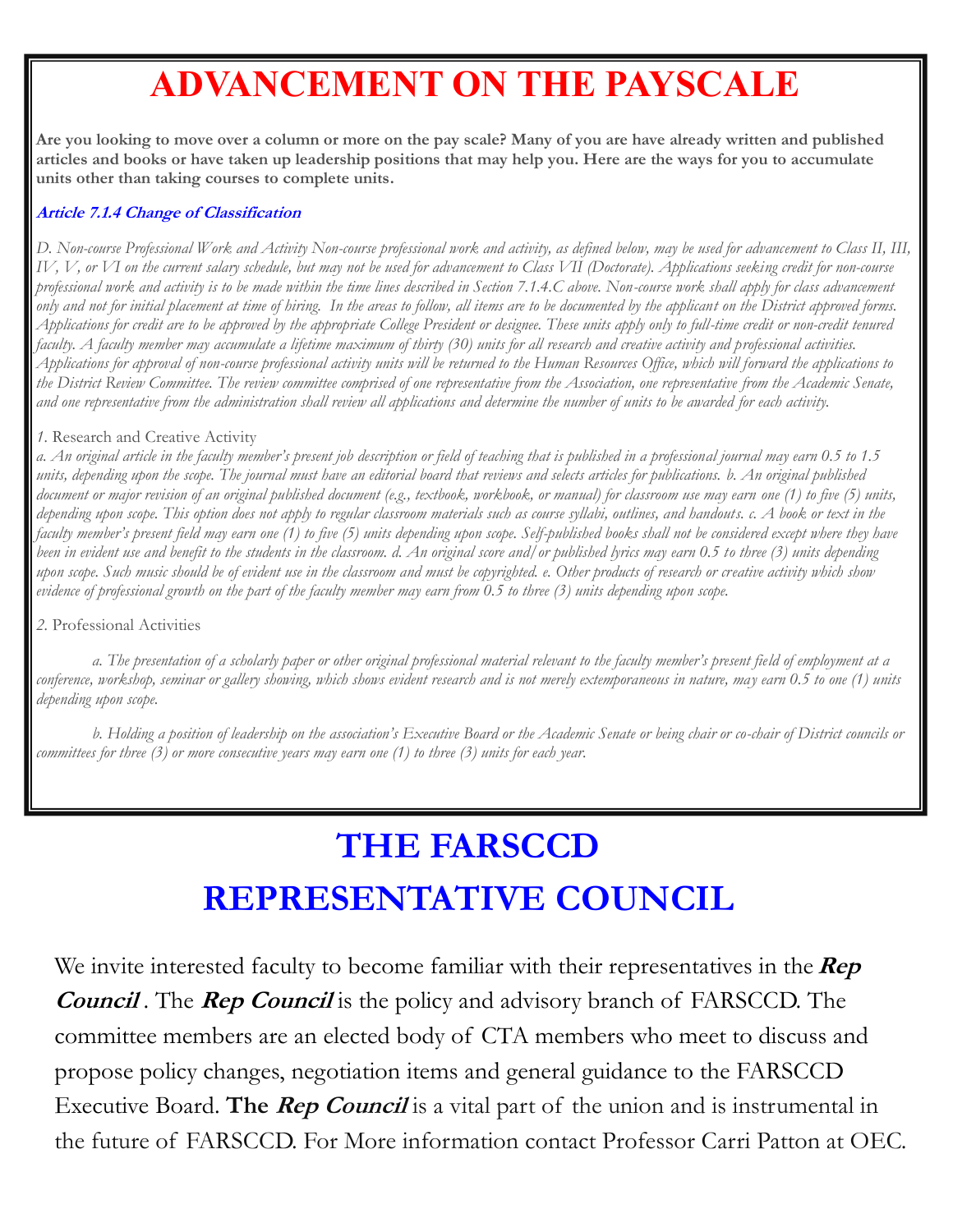# ADVANCEMENT ON THE PAYSCALE

**Are you looking to move over a column or more on the pay scale? Many of you are have already written and published articles and books or have taken up leadership positions that may help you. Here are the ways for you to accumulate units other than taking courses to complete units.**

***Article 7.1.4 Change of Classification***

*D. Non-course Professional Work and Activity Non-course professional work and activity, as defined below, may be used for advancement to Class II, III, IV, V, or VI on the current salary schedule, but may not be used for advancement to Class VII (Doctorate). Applications seeking credit for non-course professional work and activity is to be made within the time lines described in Section 7.1.4.C above. Non-course work shall apply for class advancement only and not for initial placement at time of hiring. In the areas to follow, all items are to be documented by the applicant on the District approved forms. Applications for credit are to be approved by the appropriate College President or designee. These units apply only to full-time credit or non-credit tenured faculty. A faculty member may accumulate a lifetime maximum of thirty (30) units for all research and creative activity and professional activities. Applications for approval of non-course professional activity units will be returned to the Human Resources Office, which will forward the applications to the District Review Committee. The review committee comprised of one representative from the Association, one representative from the Academic Senate, and one representative from the administration shall review all applications and determine the number of units to be awarded for each activity.*

*1.* Research and Creative Activity

*a. An original article in the faculty member's present job description or field of teaching that is published in a professional journal may earn 0.5 to 1.5 units, depending upon the scope. The journal must have an editorial board that reviews and selects articles for publications. b. An original published document or major revision of an original published document (e.g., textbook, workbook, or manual) for classroom use may earn one (1) to five (5) units, depending upon scope. This option does not apply to regular classroom materials such as course syllabi, outlines, and handouts. c. A book or text in the faculty member's present field may earn one (1) to five (5) units depending upon scope. Self-published books shall not be considered except where they have been in evident use and benefit to the students in the classroom. d. An original score and/or published lyrics may earn 0.5 to three (3) units depending upon scope. Such music should be of evident use in the classroom and must be copyrighted. e. Other products of research or creative activity which show evidence of professional growth on the part of the faculty member may earn from 0.5 to three (3) units depending upon scope.*

*2.* Professional Activities

*a. The presentation of a scholarly paper or other original professional material relevant to the faculty member's present field of employment at a conference, workshop, seminar or gallery showing, which shows evident research and is not merely extemporaneous in nature, may earn 0.5 to one (1) units depending upon scope.*

*b. Holding a position of leadership on the association's Executive Board or the Academic Senate or being chair or co-chair of District councils or committees for three (3) or more consecutive years may earn one (1) to three (3) units for each year.*

# THE FARSCCD REPRESENTATIVE COUNCIL

We invite interested faculty to become familiar with their representatives in the ***Rep Council***. The ***Rep Council*** is the policy and advisory branch of FARSCCD. The committee members are an elected body of CTA members who meet to discuss and propose policy changes, negotiation items and general guidance to the FARSCCD Executive Board. **The *Rep Council*** is a vital part of the union and is instrumental in the future of FARSCCD. For More information contact Professor Carri Patton at OEC.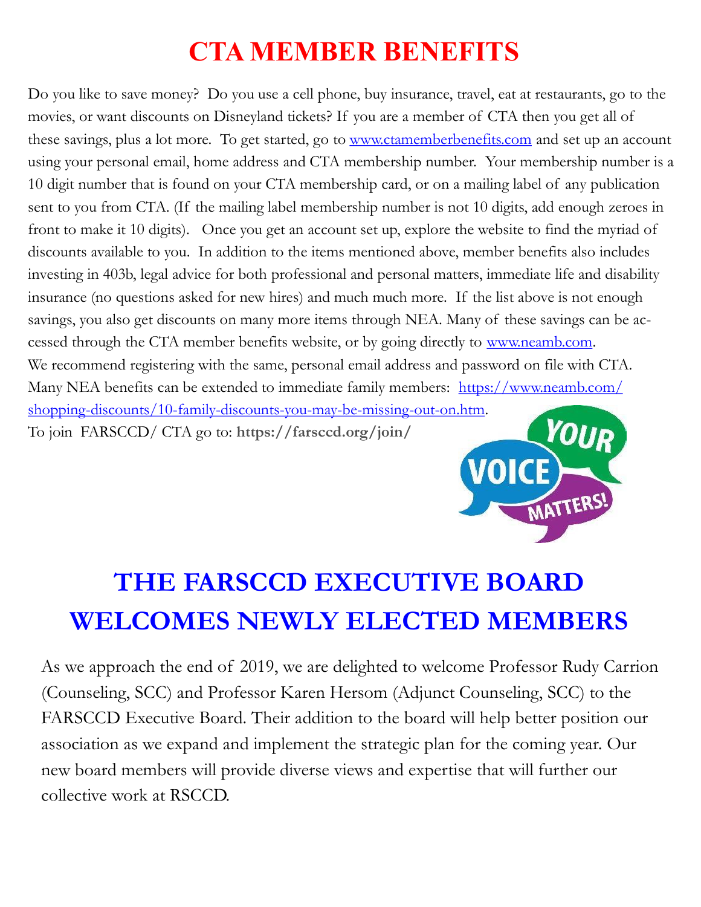# CTA MEMBER BENEFITS

Do you like to save money? Do you use a cell phone, buy insurance, travel, eat at restaurants, go to the movies, or want discounts on Disneyland tickets? If you are a member of CTA then you get all of these savings, plus a lot more. To get started, go to www.ctamemberbenefits.com and set up an account using your personal email, home address and CTA membership number. Your membership number is a 10 digit number that is found on your CTA membership card, or on a mailing label of any publication sent to you from CTA. (If the mailing label membership number is not 10 digits, add enough zeroes in front to make it 10 digits). Once you get an account set up, explore the website to find the myriad of discounts available to you. In addition to the items mentioned above, member benefits also includes investing in 403b, legal advice for both professional and personal matters, immediate life and disability insurance (no questions asked for new hires) and much much more. If the list above is not enough savings, you also get discounts on many more items through NEA. Many of these savings can be accessed through the CTA member benefits website, or by going directly to www.neamb.com.
We recommend registering with the same, personal email address and password on file with CTA. Many NEA benefits can be extended to immediate family members: https://www.neamb.com/shopping-discounts/10-family-discounts-you-may-be-missing-out-on.htm.
To join FARSCCD/ CTA go to: **https://farsccd.org/join/**

# THE FARSCCD EXECUTIVE BOARD WELCOMES NEWLY ELECTED MEMBERS

As we approach the end of 2019, we are delighted to welcome Professor Rudy Carrion (Counseling, SCC) and Professor Karen Hersom (Adjunct Counseling, SCC) to the FARSCCD Executive Board. Their addition to the board will help better position our association as we expand and implement the strategic plan for the coming year. Our new board members will provide diverse views and expertise that will further our collective work at RSCCD.